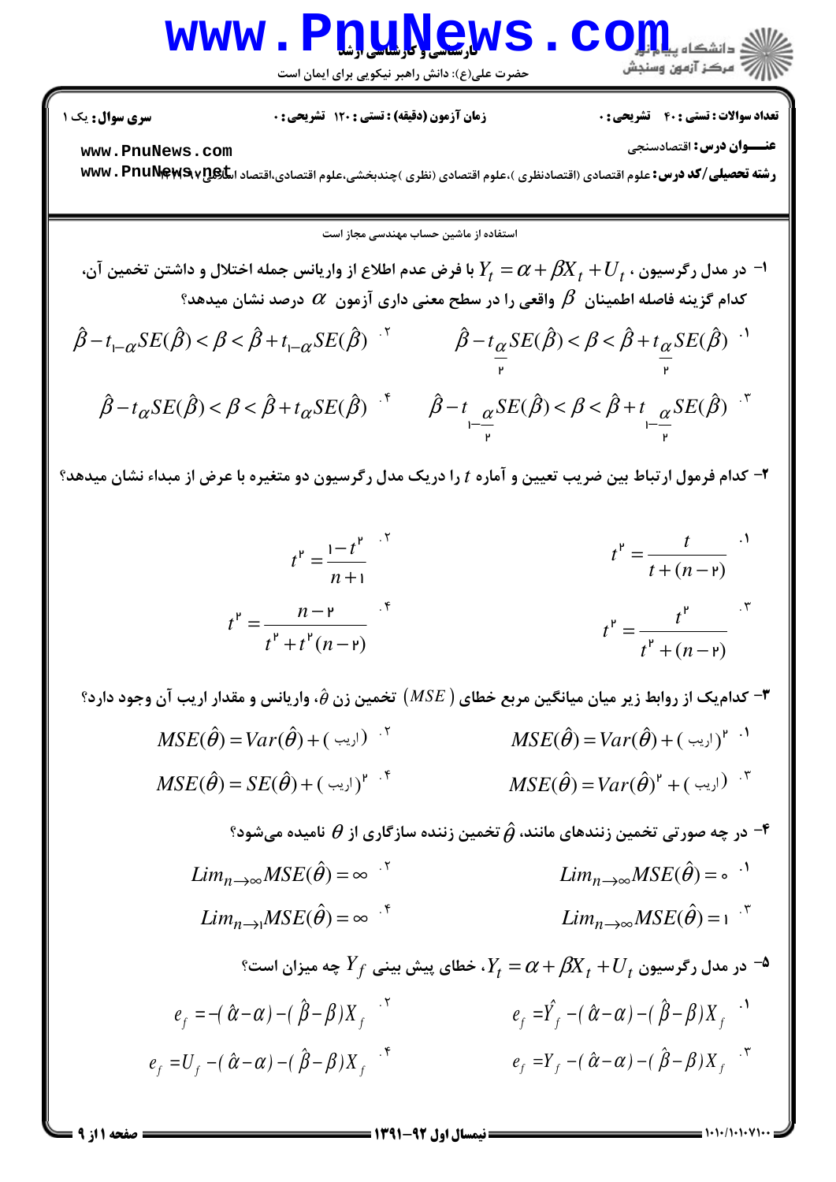**سری سوال:** یک ۱

**زمان آزمون (دقیقه) : تستی : ۱۲۰ تشریحی : ۰**

**تعداد سوالات : تستی : ۴۰ تشریحی : ۰**

**عنـــوان درس:** اقتصادسنجی

**رشته تحصیلی/کد درس:** علوم اقتصادی (اقتصادنظری )،علوم اقتصادی (نظری )چندبخشی،علوم اقتصادی،اقتصاد اسلامی۱۲۲۱۰۳۷

استفاده از ماشین حساب مهندسی مجاز است

۱- در مدل رگرسیون ، $Y_t = \alpha + \beta X_t + U_t$ با فرض عدم اطلاع از واریانس جمله اختلال و داشتن تخمین آن، کدام گزینه فاصله اطمینان $\beta$ واقعی را در سطح معنی داری آزمون $\alpha$ درصد نشان میدهد؟

۱. $\hat{\beta} - t_{\frac{\alpha}{2}} SE(\hat{\beta}) < \beta < \hat{\beta} + t_{\frac{\alpha}{2}} SE(\hat{\beta})$

۲. $\hat{\beta} - t_{1-\alpha} SE(\hat{\beta}) < \beta < \hat{\beta} + t_{1-\alpha} SE(\hat{\beta})$

۳. $\hat{\beta} - t_{1-\frac{\alpha}{2}} SE(\hat{\beta}) < \beta < \hat{\beta} + t_{1-\frac{\alpha}{2}} SE(\hat{\beta})$

۴. $\hat{\beta} - t_{\alpha} SE(\hat{\beta}) < \beta < \hat{\beta} + t_{\alpha} SE(\hat{\beta})$

۲- کدام فرمول ارتباط بین ضریب تعیین و آماره $t$ را دریک مدل رگرسیون دو متغیره با عرض از مبداء نشان میدهد؟

۱. $t^2 = \dfrac{t}{t + (n-2)}$

۲. $t^2 = \dfrac{1-t^2}{n+1}$

۳. $t^2 = \dfrac{t^2}{t^2 + (n-2)}$

۴. $t^2 = \dfrac{n-2}{t^2 + t^2(n-2)}$

۳- کدام‌یک از روابط زیر میان میانگین مربع خطای ($MSE$) تخمین زن $\hat{\theta}$، واریانس و مقدار اریب آن وجود دارد؟

۱. $MSE(\hat{\theta}) = Var(\hat{\theta}) + (\text{اریب})^2$

۲. $MSE(\hat{\theta}) = Var(\hat{\theta}) + (\text{اریب})$

۳. $MSE(\hat{\theta}) = Var(\hat{\theta})^2 + (\text{اریب})$

۴. $MSE(\hat{\theta}) = SE(\hat{\theta}) + (\text{اریب})^2$

۴- در چه صورتی تخمین زننده‌ای مانند، $\hat{\theta}$ تخمین زننده سازگاری از $\theta$ نامیده می‌شود؟

۱. $Lim_{n\to\infty} MSE(\hat{\theta}) = 0$

۲. $Lim_{n\to\infty} MSE(\hat{\theta}) = \infty$

۳. $Lim_{n\to\infty} MSE(\hat{\theta}) = 1$

۴. $Lim_{n\to 1} MSE(\hat{\theta}) = \infty$

۵- در مدل رگرسیون $Y_t = \alpha + \beta X_t + U_t$، خطای پیش بینی $Y_f$ چه میزان است؟

۱. $e_f = \hat{Y}_f - (\hat{\alpha} - \alpha) - (\hat{\beta} - \beta) X_f$

۲. $e_f = -(\hat{\alpha} - \alpha) - (\hat{\beta} - \beta) X_f$

۳. $e_f = Y_f - (\hat{\alpha} - \alpha) - (\hat{\beta} - \beta) X_f$

۴. $e_f = U_f - (\hat{\alpha} - \alpha) - (\hat{\beta} - \beta) X_f$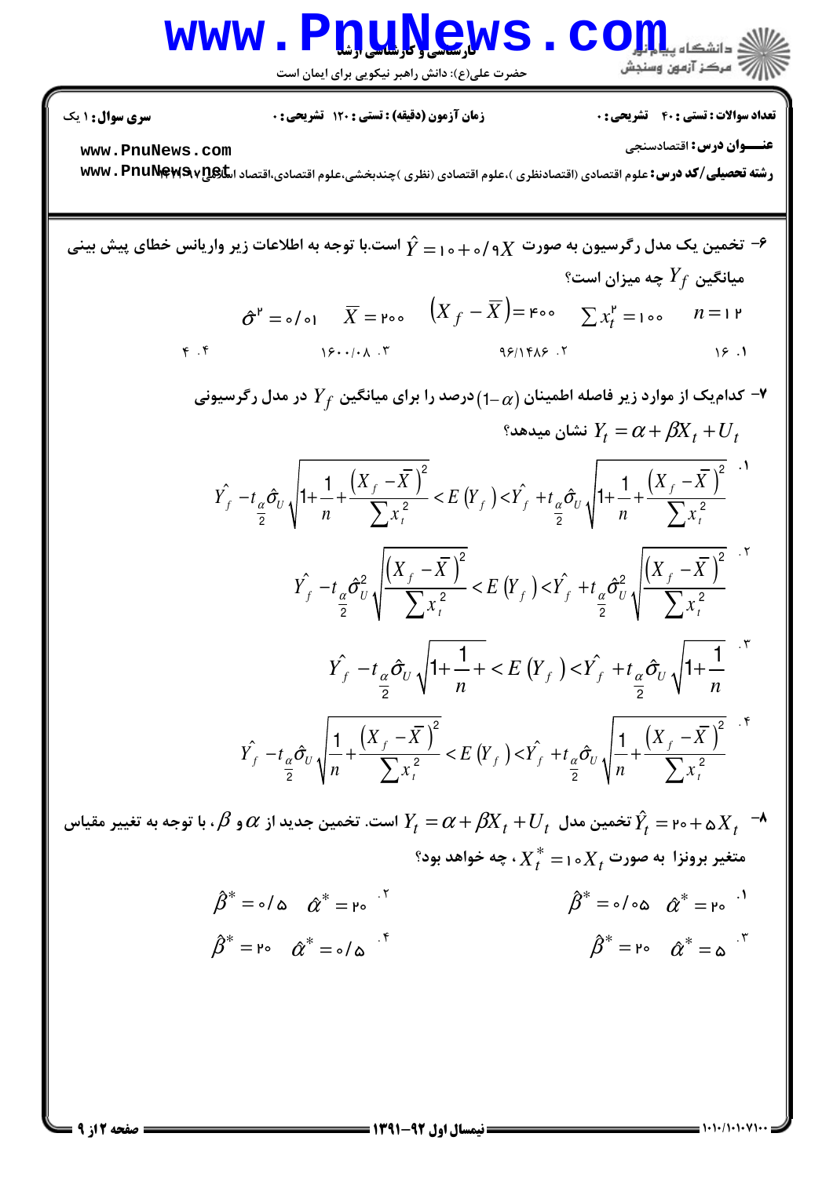۶- تخمین یک مدل رگرسیون به صورت $\hat{Y} = 10 + 0/9X$ است.با توجه به اطلاعات زیر واریانس خطای پیش بینی میانگین $Y_f$ چه میزان است؟

$$\hat{\sigma}^2 = 0/01 \quad \bar{X} = 200 \quad \left(X_f - \bar{X}\right) = 400 \quad \sum x_t^2 = 100 \quad n = 12$$

۱. 16

۲. 96/1486

۳. 1600/008

۴. 4

۷- کدام‌یک از موارد زیر فاصله اطمینان $(1-\alpha)$ درصد را برای میانگین $Y_f$ در مدل رگرسیونی $Y_t = \alpha + \beta X_t + U_t$ نشان میدهد؟

۱. $$\hat{Y_f} - t_{\frac{\alpha}{2}}\hat{\sigma}_U\sqrt{1+\frac{1}{n}+\frac{\left(X_f-\bar{X}\right)^2}{\sum x_t^2}} < E\left(Y_f\right) < \hat{Y_f} + t_{\frac{\alpha}{2}}\hat{\sigma}_U\sqrt{1+\frac{1}{n}+\frac{\left(X_f-\bar{X}\right)^2}{\sum x_t^2}}$$

۲. $$\hat{Y_f} - t_{\frac{\alpha}{2}}\hat{\sigma}_U^2\sqrt{\frac{\left(X_f-\bar{X}\right)^2}{\sum x_t^2}} < E\left(Y_f\right) < \hat{Y_f} + t_{\frac{\alpha}{2}}\hat{\sigma}_U^2\sqrt{\frac{\left(X_f-\bar{X}\right)^2}{\sum x_t^2}}$$

۳. $$\hat{Y_f} - t_{\frac{\alpha}{2}}\hat{\sigma}_U\sqrt{1+\frac{1}{n}+} < E\left(Y_f\right) < \hat{Y_f} + t_{\frac{\alpha}{2}}\hat{\sigma}_U\sqrt{1+\frac{1}{n}}$$

۴. $$\hat{Y_f} - t_{\frac{\alpha}{2}}\hat{\sigma}_U\sqrt{\frac{1}{n}+\frac{\left(X_f-\bar{X}\right)^2}{\sum x_t^2}} < E\left(Y_f\right) < \hat{Y_f} + t_{\frac{\alpha}{2}}\hat{\sigma}_U\sqrt{\frac{1}{n}+\frac{\left(X_f-\bar{X}\right)^2}{\sum x_t^2}}$$

۸- $\hat{Y}_t = 20 + 5X_t$ تخمین مدل $Y_t = \alpha + \beta X_t + U_t$ است. تخمین جدید از $\alpha$ و $\beta$، با توجه به تغییر مقیاس متغیر برونزا به صورت $X_t^* = 10X_t$، چه خواهد بود؟

۱. $\hat{\beta}^* = 0/05 \quad \hat{\alpha}^* = 20$

۲. $\hat{\beta}^* = 0/5 \quad \hat{\alpha}^* = 20$

۳. $\hat{\beta}^* = 20 \quad \hat{\alpha}^* = 5$

۴. $\hat{\beta}^* = 20 \quad \hat{\alpha}^* = 0/5$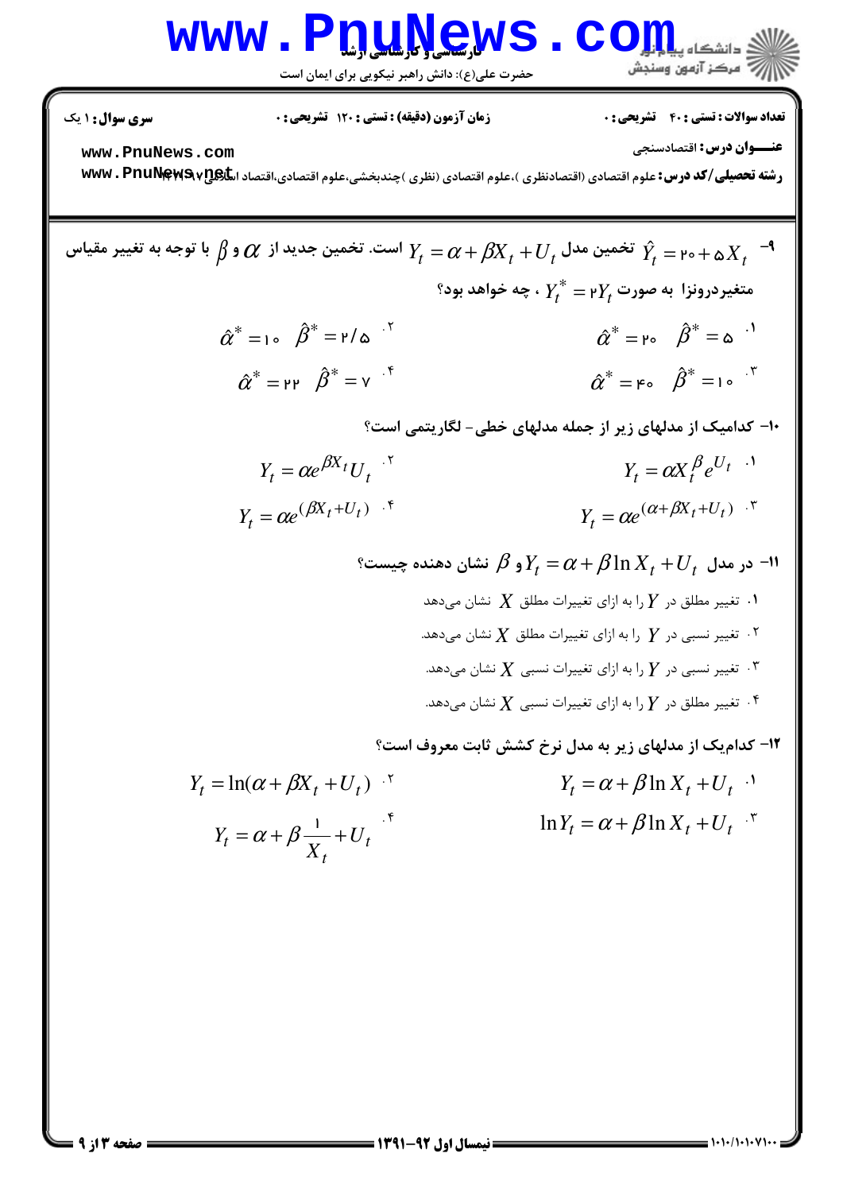**سری سوال:** ۱ یک | **زمان آزمون (دقیقه) : تستی :** ۱۲۰ **تشریحی :** ۰ | **تعداد سوالات : تستی :** ۴۰ **تشریحی :** ۰

**عنـــوان درس:** اقتصادسنجی

**رشته تحصیلی/کد درس:** علوم اقتصادی (اقتصادنظری )،علوم اقتصادی (نظری )چندبخشی،علوم اقتصادی،اقتصاد اسلامی ۱۲۲۱۳۰۷

۹- $\hat{Y}_t = ۲۰ + ۵X_t$ تخمین مدل $Y_t = \alpha + \beta X_t + U_t$ است. تخمین جدید از $\alpha$ و $\beta$ با توجه به تغییر مقیاس متغیردرونزا به صورت $Y_t^* = ۲Y_t$ ، چه خواهد بود؟

۱. $\hat{\alpha}^* = ۲۰ \quad \hat{\beta}^* = ۵$

۲. $\hat{\alpha}^* = ۱۰ \quad \hat{\beta}^* = ۲/۵$

۳. $\hat{\alpha}^* = ۴۰ \quad \hat{\beta}^* = ۱۰$

۴. $\hat{\alpha}^* = ۲۲ \quad \hat{\beta}^* = ۷$

۱۰- کدامیک از مدلهای زیر از جمله مدلهای خطی- لگاریتمی است؟

۱. $Y_t = \alpha X_t^{\beta} e^{U_t}$

۲. $Y_t = \alpha e^{\beta X_t} U_t$

۳. $Y_t = \alpha e^{(\alpha + \beta X_t + U_t)}$

۴. $Y_t = \alpha e^{(\beta X_t + U_t)}$

۱۱- در مدل $Y_t = \alpha + \beta \ln X_t + U_t$ و $\beta$ نشان دهنده چیست؟

۱. تغییر مطلق در $Y$ را به ازای تغییرات مطلق $X$ نشان می‌دهد

۲. تغییر نسبی در $Y$ را به ازای تغییرات مطلق $X$ نشان می‌دهد.

۳. تغییر نسبی در $Y$ را به ازای تغییرات نسبی $X$ نشان می‌دهد.

۴. تغییر مطلق در $Y$ را به ازای تغییرات نسبی $X$ نشان می‌دهد.

۱۲- کدام‌یک از مدلهای زیر به مدل نرخ کشش ثابت معروف است؟

۱. $Y_t = \alpha + \beta \ln X_t + U_t$

۲. $Y_t = \ln(\alpha + \beta X_t + U_t)$

۳. $\ln Y_t = \alpha + \beta \ln X_t + U_t$

۴. $Y_t = \alpha + \beta \dfrac{۱}{X_t} + U_t$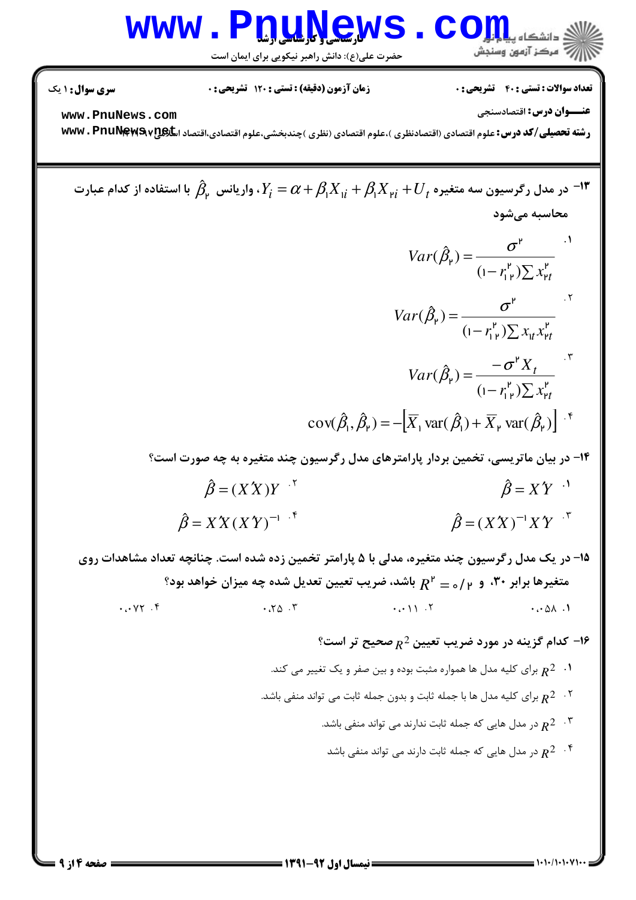**سری سوال:** ۱ یک

**زمان آزمون (دقیقه) : تستی :** ۱۲۰ **تشریحی :** ۰

**تعداد سوالات : تستی :** ۴۰ **تشریحی :** ۰

**عنـــوان درس:** اقتصادسنجی

**رشته تحصیلی/کد درس:** علوم اقتصادی (اقتصادنظری )،علوم اقتصادی (نظری )چندبخشی،علوم اقتصادی،اقتصاد اسلامی ۱۲۲۱۰۴۷

---

۱۳- در مدل رگرسیون سه متغیره $Y_i = \alpha + \beta_1 X_{1i} + \beta_1 X_{2i} + U_t$، واریانس $\hat{\beta}_2$ با استفاده از کدام عبارت محاسبه می‌شود

۱. $$Var(\hat{\beta}_2) = \frac{\sigma^2}{(1-r_{12}^2)\sum x_{2t}^2}$$

۲. $$Var(\hat{\beta}_2) = \frac{\sigma^2}{(1-r_{12}^2)\sum x_{1t} x_{2t}^2}$$

۳. $$Var(\hat{\beta}_2) = \frac{-\sigma^2 X_t}{(1-r_{12}^2)\sum x_{2t}^2}$$

۴. $$\text{cov}(\hat{\beta}_1, \hat{\beta}_2) = -\left[\overline{X}_1 \text{ var}(\hat{\beta}_1) + \overline{X}_2 \text{ var}(\hat{\beta}_2)\right]$$

۱۴- در بیان ماتریسی، تخمین بردار پارامترهای مدل رگرسیون چند متغیره به چه صورت است؟

۱. $\hat{\beta} = X'Y$

۲. $\hat{\beta} = (X'X)Y$

۳. $\hat{\beta} = (X'X)^{-1} X'Y$

۴. $\hat{\beta} = X'X(X'Y)^{-1}$

۱۵- در یک مدل رگرسیون چند متغیره، مدلی با ۵ پارامتر تخمین زده شده است. چنانچه تعداد مشاهدات روی متغیرها برابر ۳۰، و $R^2 = 0/2$ باشد، ضریب تعیین تعدیل شده چه میزان خواهد بود؟

۱. ۰.۰۵۸

۲. ۰.۰۱۱

۳. ۰.۲۵

۴. ۰.۰۷۲

۱۶- کدام گزینه در مورد ضریب تعیین $R^2$ صحیح تر است؟

۱. $R^2$ برای کلیه مدل ها همواره مثبت بوده و بین صفر و یک تغییر می کند.

۲. $R^2$ برای کلیه مدل ها با جمله ثابت و بدون جمله ثابت می تواند منفی باشد.

۳. $R^2$ در مدل هایی که جمله ثابت ندارند می تواند منفی باشد.

۴. $R^2$ در مدل هایی که جمله ثابت دارند می تواند منفی باشد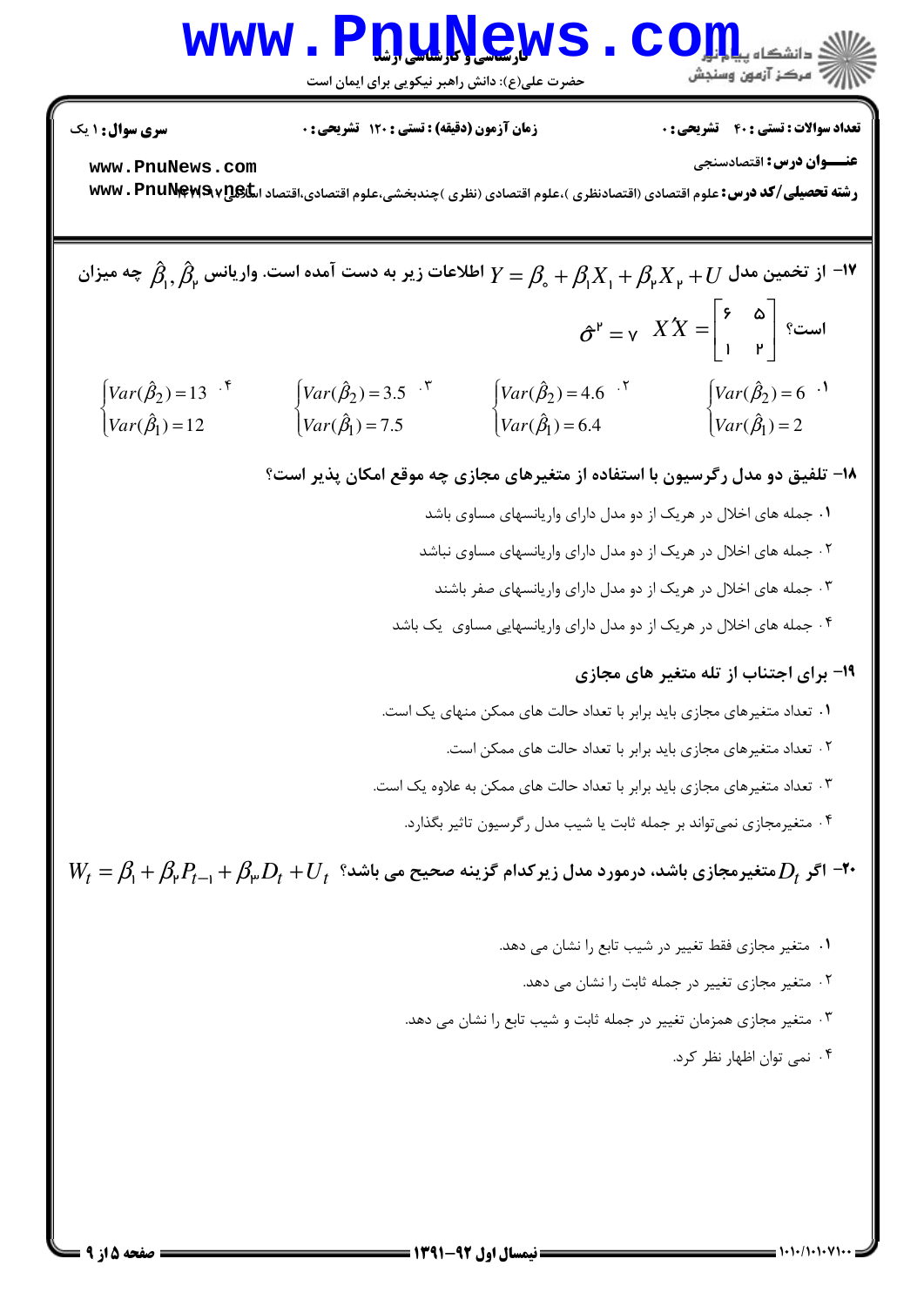سری سوال: ۱ یک

زمان آزمون (دقیقه) : تستی : ۱۲۰ تشریحی : ۰

تعداد سوالات : تستی : ۴۰ تشریحی : ۰

عنـــوان درس: اقتصادسنجی

رشته تحصیلی/کد درس: علوم اقتصادی (اقتصادنظری )،علوم اقتصادی (نظری )چندبخشی،علوم اقتصادی،اقتصاد اسلامی ۱۲۲۱۰۲۷

۱۷- از تخمین مدل $Y = \beta_0 + \beta_1 X_1 + \beta_2 X_2 + U$ اطلاعات زیر به دست آمده است. واریانس $\hat{\beta}_1, \hat{\beta}_2$ چه میزان است؟ $X'X = \begin{bmatrix} 6 & 5 \\ 1 & 2 \end{bmatrix}$ $\hat{\sigma}^2 = 7$

۱. $\begin{cases} Var(\hat{\beta}_2) = 6 \\ Var(\hat{\beta}_1) = 2 \end{cases}$

۲. $\begin{cases} Var(\hat{\beta}_2) = 4.6 \\ Var(\hat{\beta}_1) = 6.4 \end{cases}$

۳. $\begin{cases} Var(\hat{\beta}_2) = 3.5 \\ Var(\hat{\beta}_1) = 7.5 \end{cases}$

۴. $\begin{cases} Var(\hat{\beta}_2) = 13 \\ Var(\hat{\beta}_1) = 12 \end{cases}$

۱۸- تلفیق دو مدل رگرسیون با استفاده از متغیرهای مجازی چه موقع امکان پذیر است؟

۱. جمله های اخلال در هریک از دو مدل دارای واریانسهای مساوی باشد

۲. جمله های اخلال در هریک از دو مدل دارای واریانسهای مساوی نباشد

۳. جمله های اخلال در هریک از دو مدل دارای واریانسهای صفر باشند

۴. جمله های اخلال در هریک از دو مدل دارای واریانسهایی مساوی یک باشد

۱۹- برای اجتناب از تله متغیر های مجازی

۱. تعداد متغیرهای مجازی باید برابر با تعداد حالت های ممکن منهای یک است.

۲. تعداد متغیرهای مجازی باید برابر با تعداد حالت های ممکن است.

۳. تعداد متغیرهای مجازی باید برابر با تعداد حالت های ممکن به علاوه یک است.

۴. متغیرمجازی نمی‌تواند بر جمله ثابت یا شیب مدل رگرسیون تاثیر بگذارد.

۲۰- اگر $D_t$ متغیرمجازی باشد، درمورد مدل زیرکدام گزینه صحیح می باشد؟ $W_t = \beta_1 + \beta_2 P_{t-1} + \beta_3 D_t + U_t$

۱. متغیر مجازی فقط تغییر در شیب تابع را نشان می دهد.

۲. متغیر مجازی تغییر در جمله ثابت را نشان می دهد.

۳. متغیر مجازی همزمان تغییر در جمله ثابت و شیب تابع را نشان می دهد.

۴. نمی توان اظهار نظر کرد.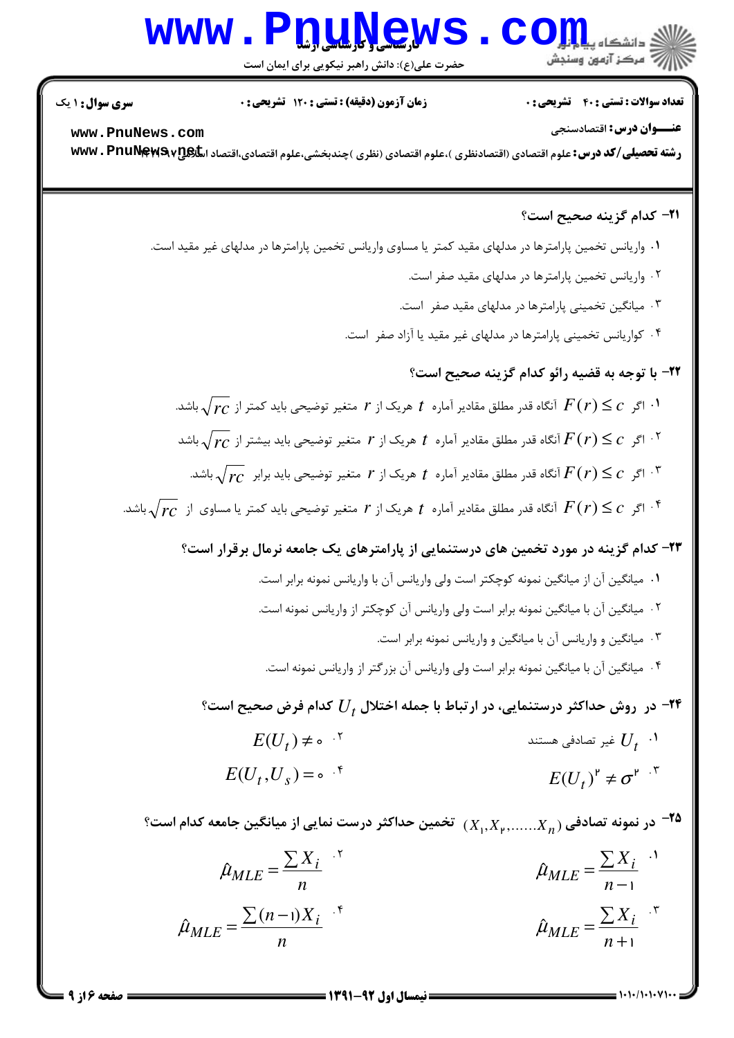سری سوال: ۱ یک

زمان آزمون (دقیقه) : تستی : ۱۲۰ تشریحی : ۰

تعداد سوالات : تستی : ۴۰ تشریحی : ۰

**عنـــوان درس:** اقتصادسنجی

**رشته تحصیلی/کد درس:** علوم اقتصادی (اقتصادنظری )،علوم اقتصادی (نظری )چندبخشی،علوم اقتصادی،اقتصاد اسلامی ۱۲۲۱۰۷۷

**۲۱- کدام گزینه صحیح است؟**

۱. واریانس تخمین پارامترها در مدلهای مقید کمتر یا مساوی واریانس تخمین پارامترها در مدلهای غیر مقید است.

۲. واریانس تخمین پارامترها در مدلهای مقید صفر است.

۳. میانگین تخمینی پارامترها در مدلهای مقید صفر است.

۴. کواریانس تخمینی پارامترها در مدلهای غیر مقید یا آزاد صفر است.

**۲۲- با توجه به قضیه رائو کدام گزینه صحیح است؟**

۱. اگر $F(r) \leq c$ آنگاه قدر مطلق مقادیر آماره $t$ هریک از $r$ متغیر توضیحی باید کمتر از $\sqrt{rc}$ باشد.

۲. اگر $F(r) \leq c$ آنگاه قدر مطلق مقادیر آماره $t$ هریک از $r$ متغیر توضیحی باید بیشتر از $\sqrt{rc}$ باشد

۳. اگر $F(r) \leq c$ آنگاه قدر مطلق مقادیر آماره $t$ هریک از $r$ متغیر توضیحی باید برابر $\sqrt{rc}$ باشد.

۴. اگر $F(r) \leq c$ آنگاه قدر مطلق مقادیر آماره $t$ هریک از $r$ متغیر توضیحی باید کمتر یا مساوی از $\sqrt{rc}$ باشد.

**۲۳- کدام گزینه در مورد تخمین های درستنمایی از پارامترهای یک جامعه نرمال برقرار است؟**

۱. میانگین آن از میانگین نمونه کوچکتر است ولی واریانس آن با واریانس نمونه برابر است.

۲. میانگین آن با میانگین نمونه برابر است ولی واریانس آن کوچکتر از واریانس نمونه است.

۳. میانگین و واریانس آن با میانگین و واریانس نمونه برابر است.

۴. میانگین آن با میانگین نمونه برابر است ولی واریانس آن بزرگتر از واریانس نمونه است.

**۲۴- در روش حداکثر درستنمایی، در ارتباط با جمله اختلال $U_t$ کدام فرض صحیح است؟**

۱. $U_t$ غیر تصادفی هستند

۲. $E(U_t) \neq 0$

۳. $E(U_t)^2 \neq \sigma^2$

۴. $E(U_t, U_s) = 0$

**۲۵- در نمونه تصادفی $(X_1, X_2, ......X_n)$ تخمین حداکثر درست نمایی از میانگین جامعه کدام است؟**

۱. $\hat{\mu}_{MLE} = \dfrac{\sum X_i}{n-1}$

۲. $\hat{\mu}_{MLE} = \dfrac{\sum X_i}{n}$

۳. $\hat{\mu}_{MLE} = \dfrac{\sum X_i}{n+1}$

۴. $\hat{\mu}_{MLE} = \dfrac{\sum (n-1)X_i}{n}$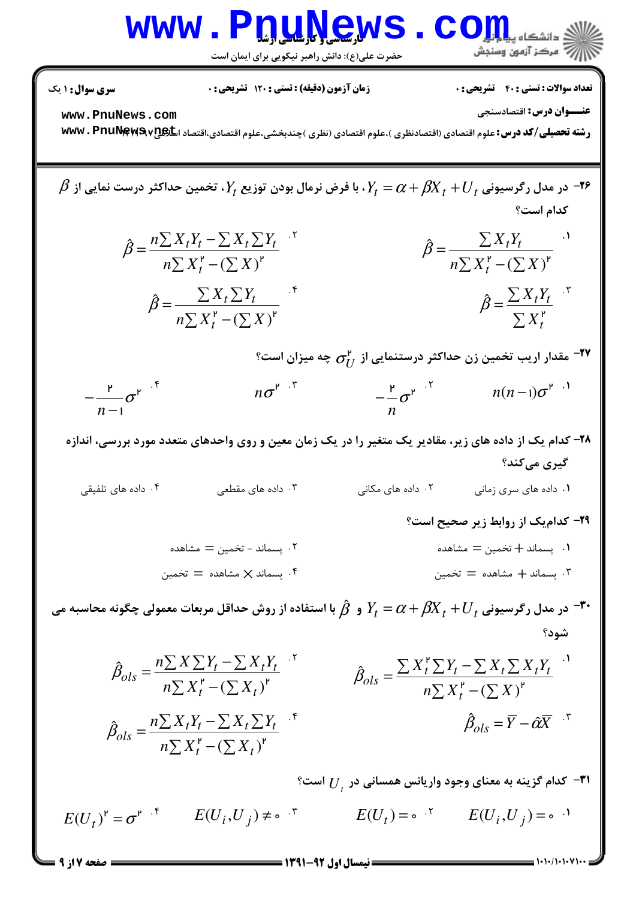**سری سوال:** ۱ یک

**زمان آزمون (دقیقه) :** تستی : ۱۲۰ تشریحی : ۰

**تعداد سوالات :** تستی : ۴۰ تشریحی : ۰

**عنـــوان درس:** اقتصادسنجی

**رشته تحصیلی/کد درس:** علوم اقتصادی (اقتصادنظری )،علوم اقتصادی (نظری )چندبخشی،علوم اقتصادی،اقتصاد اسلامی ۱۲۲۱۱۴۷

۲۶- در مدل رگرسیونی $Y_t = \alpha + \beta X_t + U_t$، با فرض نرمال بودن توزیع $Y_t$، تخمین حداکثر درست نمایی از $\beta$ کدام است؟

۱. $\hat{\beta} = \dfrac{\sum X_t Y_t}{n\sum X_t^2 - (\sum X)^2}$

۲. $\hat{\beta} = \dfrac{n\sum X_t Y_t - \sum X_t \sum Y_t}{n\sum X_t^2 - (\sum X)^2}$

۳. $\hat{\beta} = \dfrac{\sum X_t Y_t}{\sum X_t^2}$

۴. $\hat{\beta} = \dfrac{\sum X_t \sum Y_t}{n\sum X_t^2 - (\sum X)^2}$

۲۷- مقدار اریب تخمین زن حداکثر درستنمایی از $\sigma_U^2$ چه میزان است؟

۱. $n(n-1)\sigma^2$

۲. $-\dfrac{2}{n}\sigma^2$

۳. $n\sigma^2$

۴. $-\dfrac{2}{n-1}\sigma^2$

۲۸- کدام یک از داده های زیر، مقادیر یک متغیر را در یک زمان معین و روی واحدهای متعدد مورد بررسی، اندازه گیری می‌کند؟

۱. داده های سری زمانی

۲. داده های مکانی

۳. داده های مقطعی

۴. داده های تلفیقی

۲۹- کدام‌یک از روابط زیر صحیح است؟

۱. پسماند + تخمین = مشاهده

۲. پسماند - تخمین = مشاهده

۳. پسماند + مشاهده = تخمین

۴. پسماند × مشاهده = تخمین

۳۰- در مدل رگرسیونی $Y_t = \alpha + \beta X_t + U_t$ و $\hat{\beta}$ با استفاده از روش حداقل مربعات معمولی چگونه محاسبه می شود؟

۱. $\hat{\beta}_{ols} = \dfrac{\sum X_t^2 \sum Y_t - \sum X_t \sum X_t Y_t}{n\sum X_t^2 - (\sum X)^2}$

۲. $\hat{\beta}_{ols} = \dfrac{n\sum X \sum Y_t - \sum X_t Y_t}{n\sum X_t^2 - (\sum X_t)^2}$

۳. $\hat{\beta}_{ols} = \overline{Y} - \hat{\alpha}\overline{X}$

۴. $\hat{\beta}_{ols} = \dfrac{n\sum X_t Y_t - \sum X_t \sum Y_t}{n\sum X_t^2 - (\sum X_t)^2}$

۳۱- کدام گزینه به معنای وجود واریانس همسانی در $U_t$ است؟

۱. $E(U_i, U_j) = 0$

۲. $E(U_t) = 0$

۳. $E(U_i, U_j) \neq 0$

۴. $E(U_t)^2 = \sigma^2$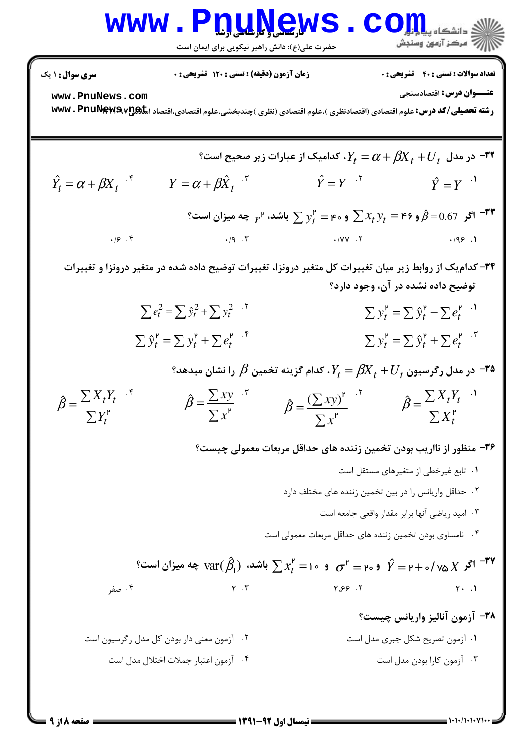**سری سوال:** ۱ یک | **زمان آزمون (دقیقه) : تستی :** ۱۲۰ **تشریحی :** ۰ | **تعداد سوالات : تستی :** ۴۰ **تشریحی :** ۰

**عنـــوان درس:** اقتصادسنجی

**رشته تحصیلی/کد درس:** علوم اقتصادی (اقتصادنظری )،علوم اقتصادی (نظری )چندبخشی،علوم اقتصادی،اقتصاد اسلامی ۱۲۲۱۰۷۹

۳۲- در مدل $Y_t = \alpha + \beta X_t + U_t$، کدامیک از عبارات زیر صحیح است؟

۱. $\bar{\hat{Y}} = \bar{Y}$

۲. $\hat{Y} = \bar{Y}$

۳. $\bar{Y} = \alpha + \beta \hat{X}_t$

۴. $\hat{Y}_t = \alpha + \beta \bar{X}_t$

۳۳- اگر $\hat{\beta} = 0.67$ و $\sum x_t y_t = ۴۶$ و $\sum y_t^۲ = ۴۰$ باشد، $r^۲$ چه میزان است؟

۱. ۰/۹۶

۲. ۰/۷۷

۳. ۰/۹

۴. ۰/۶

۳۴- کدام‌یک از روابط زیر میان تغییرات کل متغیر درونزا، تغییرات توضیح داده شده در متغیر درونزا و تغییرات توضیح داده نشده در آن، وجود دارد؟

۱. $\sum y_t^۲ = \sum \hat{y}_t^۲ - \sum e_t^۲$

۲. $\sum e_t^2 = \sum \hat{y}_t^2 + \sum y_t^2$

۳. $\sum y_t^۲ = \sum \hat{y}_t^۲ + \sum e_t^۲$

۴. $\sum \hat{y}_t^۲ = \sum y_t^۲ + \sum e_t^۲$

۳۵- در مدل رگرسیون $Y_t = \beta X_t + U_t$، کدام گزینه تخمین $\beta$ را نشان میدهد؟

۱. $\hat{\beta} = \frac{\sum X_t Y_t}{\sum X_t^۲}$

۲. $\hat{\beta} = \frac{(\sum xy)^۲}{\sum x^۲}$

۳. $\hat{\beta} = \frac{\sum xy}{\sum x^۲}$

۴. $\hat{\beta} = \frac{\sum X_t Y_t}{\sum Y_t^۲}$

۳۶- منظور از ناریب بودن تخمین زننده های حداقل مربعات معمولی چیست؟

۱. تابع غیرخطی از متغیرهای مستقل است

۲. حداقل واریانس را در بین تخمین زننده های مختلف دارد

۳. امید ریاضی آنها برابر مقدار واقعی جامعه است

۴. نامساوی بودن تخمین زننده های حداقل مربعات معمولی است

۳۷- اگر $\hat{Y} = ۲ + ۰/۷۵ X$ و $\sigma^۲ = ۲۰$ و $\sum x_t^۲ = ۱۰$ باشد، $\text{var}(\hat{\beta}_1)$ چه میزان است؟

۱. ۲۰

۲. ۲/۶۶

۳. ۲

۴. صفر

۳۸- آزمون آنالیز واریانس چیست؟

۱. آزمون تصریح شکل جبری مدل است

۲. آزمون معنی دار بودن کل مدل رگرسیون است

۳. آزمون کارا بودن مدل است

۴. آزمون اعتبار جملات اختلال مدل است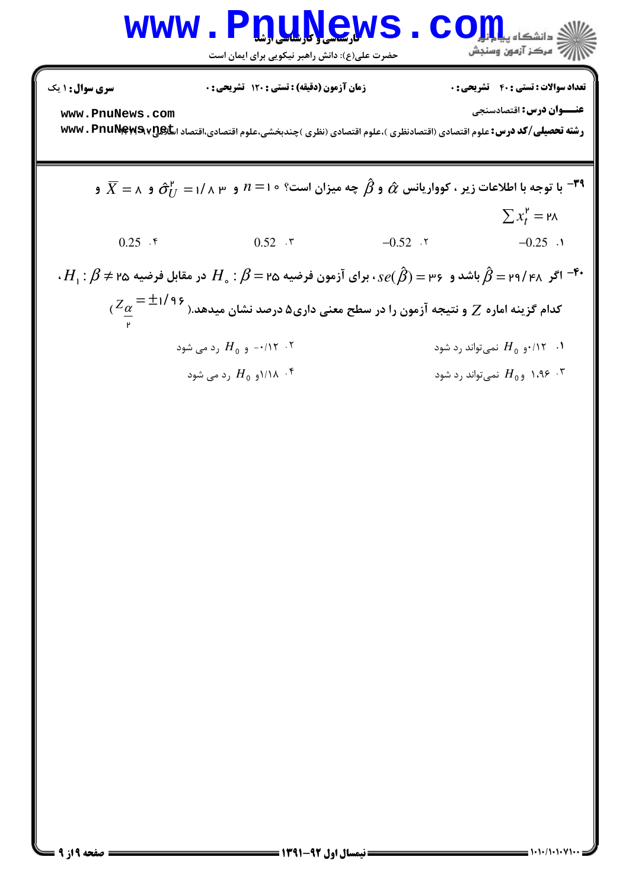**۳۹-** با توجه با اطلاعات زیر ، کوواریانس $\hat{\alpha}$ و $\hat{\beta}$ چه میزان است؟ $n=10$ و $\hat{\sigma}_U^2 = 1/83$ و $\overline{X} = 8$ و

$\sum x_t^2 = 28$

۱. $-0.25$

۲. $-0.52$

۳. $0.52$

۴. $0.25$

**۴۰-** اگر $\hat{\beta} = 29/48$ باشد و $se(\hat{\beta}) = 36$ ، برای آزمون فرضیه $H_0 : \beta = 25$ در مقابل فرضیه $H_1 : \beta \neq 25$ ،

کدام گزینه اماره $Z$ و نتیجه آزمون را در سطح معنی داری۵ درصد نشان میدهد.( $Z_{\frac{\alpha}{2}} = \pm 1/96$ )

۱. ۰/۱۲و $H_0$ نمی‌تواند رد شود

۲. ۰/۱۲- و $H_0$ رد می شود

۳. ۱.۹۶ و $H_0$ نمی‌تواند رد شود

۴. ۱/۱۸و $H_0$ رد می شود